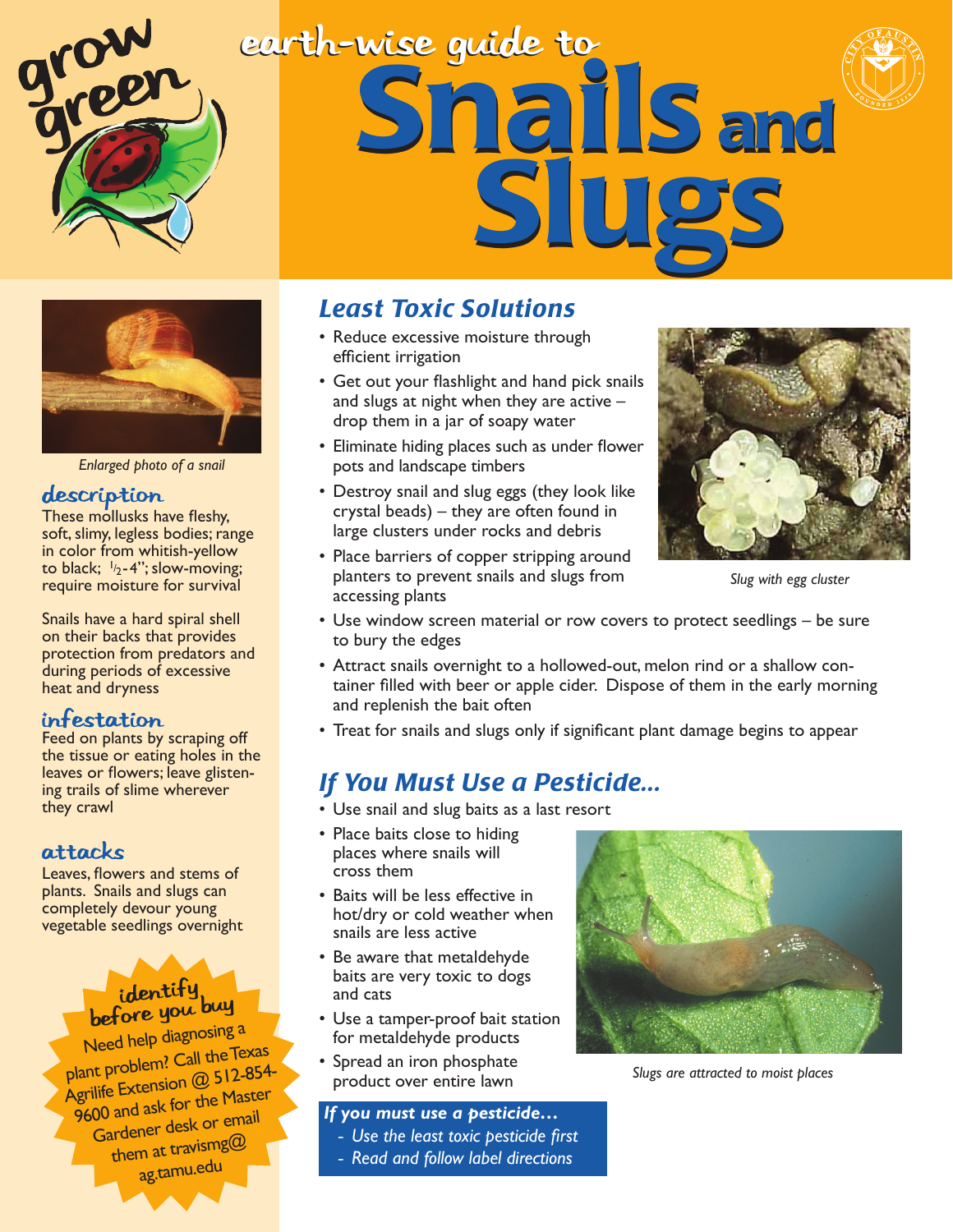grow green

# earth-wise guide to Snails and Slugs

*Enlarged photo of a snail*

## description

These mollusks have fleshy, soft, slimy, legless bodies; range in color from whitish-yellow to black; ½-4"; slow-moving; require moisture for survival

Snails have a hard spiral shell on their backs that provides protection from predators and during periods of excessive heat and dryness

## infestation

Feed on plants by scraping off the tissue or eating holes in the leaves or flowers; leave glistening trails of slime wherever they crawl

## attacks

Leaves, flowers and stems of plants. Snails and slugs can completely devour young vegetable seedlings overnight

**identify before you buy**

Need help diagnosing a plant problem? Call the Texas Agrilife Extension @ 512-854-9600 and ask for the Master Gardener desk or email them at travismg@ag.tamu.edu

## Least Toxic Solutions

- Reduce excessive moisture through efficient irrigation
- Get out your flashlight and hand pick snails and slugs at night when they are active – drop them in a jar of soapy water
- Eliminate hiding places such as under flower pots and landscape timbers
- Destroy snail and slug eggs (they look like crystal beads) – they are often found in large clusters under rocks and debris
- Place barriers of copper stripping around planters to prevent snails and slugs from accessing plants
- Use window screen material or row covers to protect seedlings – be sure to bury the edges
- Attract snails overnight to a hollowed-out, melon rind or a shallow container filled with beer or apple cider. Dispose of them in the early morning and replenish the bait often
- Treat for snails and slugs only if significant plant damage begins to appear

*Slug with egg cluster*

## If You Must Use a Pesticide...

- Use snail and slug baits as a last resort
- Place baits close to hiding places where snails will cross them
- Baits will be less effective in hot/dry or cold weather when snails are less active
- Be aware that metaldehyde baits are very toxic to dogs and cats
- Use a tamper-proof bait station for metaldehyde products
- Spread an iron phosphate product over entire lawn

*Slugs are attracted to moist places*

***If you must use a pesticide…***

- *Use the least toxic pesticide first*
- *Read and follow label directions*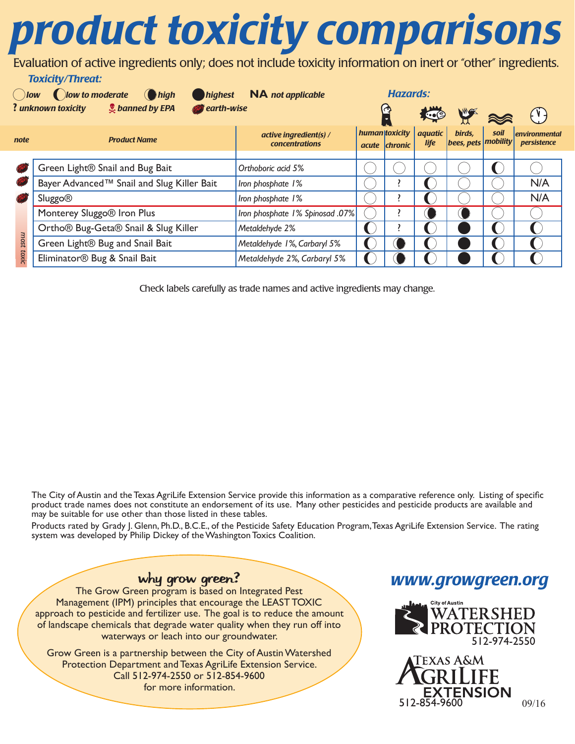# product toxicity comparisons

Evaluation of active ingredients only; does not include toxicity information on inert or "other" ingredients.

***Toxicity/Threat:***

◯ *low* ◐ *low to moderate* ◕ *high* ● *highest* **NA** *not applicable*

**?** *unknown toxicity* *banned by EPA* *earth-wise*

| note | Product Name | active ingredient(s) / concentrations | human toxicity acute | human toxicity chronic | aquatic life | birds, bees, pets | soil mobility | environmental persistence |
|---|---|---|---|---|---|---|---|---|
| earth-wise | Green Light® Snail and Bug Bait | *Orthoboric acid 5%* | ◯ | ◯ | ◯ | ◯ | ◐ | ◯ |
| earth-wise | Bayer Advanced™ Snail and Slug Killer Bait | *Iron phosphate 1%* | ◯ | ? | ◐ | ◯ | ◯ | N/A |
| earth-wise | Sluggo® | *Iron phosphate 1%* | ◯ | ? | ◐ | ◯ | ◯ | N/A |
| | Monterey Sluggo® Iron Plus | *Iron phosphate 1% Spinosad .07%* | ◯ | ? | ◕ | ◕ | ◯ | ◯ |
| most toxic | Ortho® Bug-Geta® Snail & Slug Killer | *Metaldehyde 2%* | ◐ | ? | ◐ | ● | ◐ | ◐ |
| most toxic | Green Light® Bug and Snail Bait | *Metaldehyde 1%, Carbaryl 5%* | ◐ | ◕ | ◐ | ● | ◐ | ◐ |
| most toxic | Eliminator® Bug & Snail Bait | *Metaldehyde 2%, Carbaryl 5%* | ◐ | ◕ | ◐ | ● | ◐ | ◐ |

Check labels carefully as trade names and active ingredients may change.

The City of Austin and the Texas AgriLife Extension Service provide this information as a comparative reference only. Listing of specific product trade names does not constitute an endorsement of its use. Many other pesticides and pesticide products are available and may be suitable for use other than those listed in these tables.

Products rated by Grady J. Glenn, Ph.D., B.C.E., of the Pesticide Safety Education Program, Texas AgriLife Extension Service. The rating system was developed by Philip Dickey of the Washington Toxics Coalition.

## why grow green?

The Grow Green program is based on Integrated Pest Management (IPM) principles that encourage the LEAST TOXIC approach to pesticide and fertilizer use. The goal is to reduce the amount of landscape chemicals that degrade water quality when they run off into waterways or leach into our groundwater.

Grow Green is a partnership between the City of Austin Watershed Protection Department and Texas AgriLife Extension Service. Call 512-974-2550 or 512-854-9600 for more information.

**www.growgreen.org**

City of Austin WATERSHED PROTECTION 512-974-2550

Texas A&M AgriLife Extension 512-854-9600

09/16